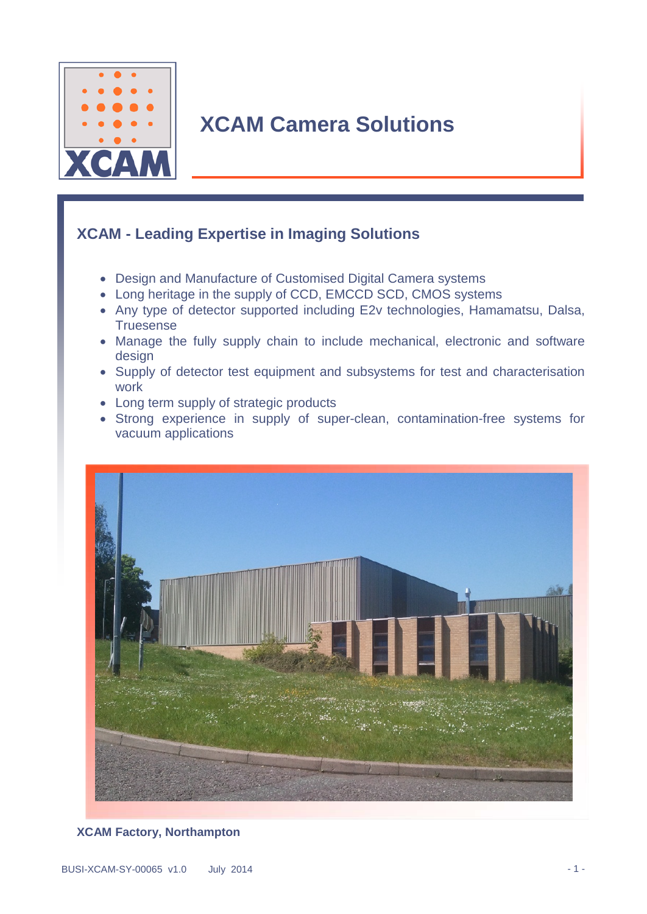# XCAM Camera Solutions

## XCAM - Leading Expertise in Imaging Solutions

- Design and Manufacture of Customised Digital Camera systems
- Long heritage in the supply of CCD, EMCCD SCD, CMOS systems
- Any type of detector supported including E2v technologies, Hamamatsu, Dalsa, Truesense
- Manage the fully supply chain to include mechanical, electronic and software design
- Supply of detector test equipment and subsystems for test and characterisation work
- Long term supply of strategic products
- Strong experience in supply of super-clean, contamination-free systems for vacuum applications

**XCAM Factory, Northampton**

BUSI-XCAM-SY-00065 v1.0 July 2014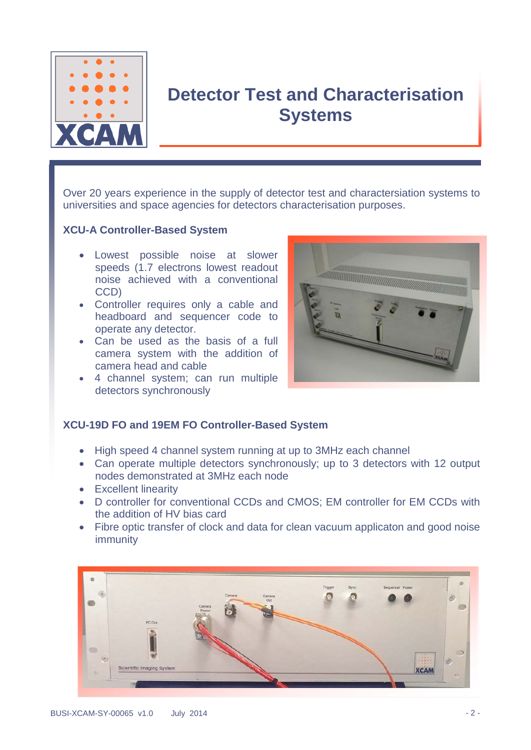# Detector Test and Characterisation Systems

Over 20 years experience in the supply of detector test and charactersiation systems to universities and space agencies for detectors characterisation purposes.

### XCU-A Controller-Based System

- Lowest possible noise at slower speeds (1.7 electrons lowest readout noise achieved with a conventional CCD)
- Controller requires only a cable and headboard and sequencer code to operate any detector.
- Can be used as the basis of a full camera system with the addition of camera head and cable
- 4 channel system; can run multiple detectors synchronously

### XCU-19D FO and 19EM FO Controller-Based System

- High speed 4 channel system running at up to 3MHz each channel
- Can operate multiple detectors synchronously; up to 3 detectors with 12 output nodes demonstrated at 3MHz each node
- Excellent linearity
- D controller for conventional CCDs and CMOS; EM controller for EM CCDs with the addition of HV bias card
- Fibre optic transfer of clock and data for clean vacuum applicaton and good noise immunity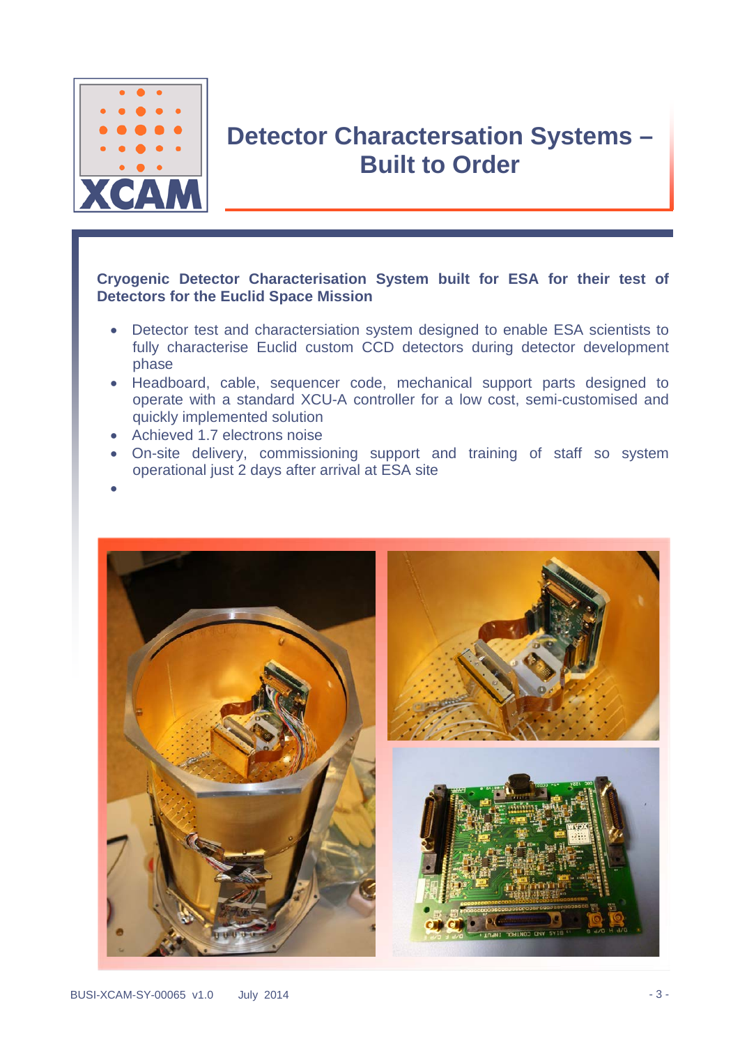# Detector Charactersation Systems – Built to Order

**Cryogenic Detector Characterisation System built for ESA for their test of Detectors for the Euclid Space Mission**

- Detector test and charactersiation system designed to enable ESA scientists to fully characterise Euclid custom CCD detectors during detector development phase
- Headboard, cable, sequencer code, mechanical support parts designed to operate with a standard XCU-A controller for a low cost, semi-customised and quickly implemented solution
- Achieved 1.7 electrons noise
- On-site delivery, commissioning support and training of staff so system operational just 2 days after arrival at ESA site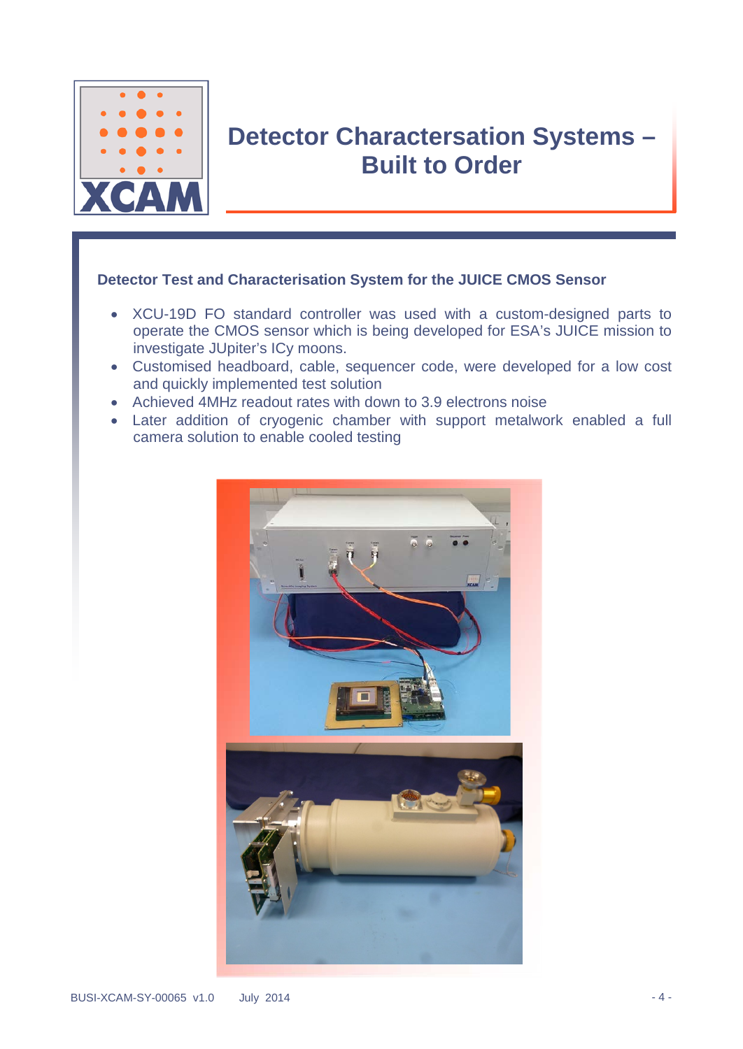# Detector Charactersation Systems – Built to Order

### Detector Test and Characterisation System for the JUICE CMOS Sensor

- XCU-19D FO standard controller was used with a custom-designed parts to operate the CMOS sensor which is being developed for ESA's JUICE mission to investigate JUpiter's ICy moons.
- Customised headboard, cable, sequencer code, were developed for a low cost and quickly implemented test solution
- Achieved 4MHz readout rates with down to 3.9 electrons noise
- Later addition of cryogenic chamber with support metalwork enabled a full camera solution to enable cooled testing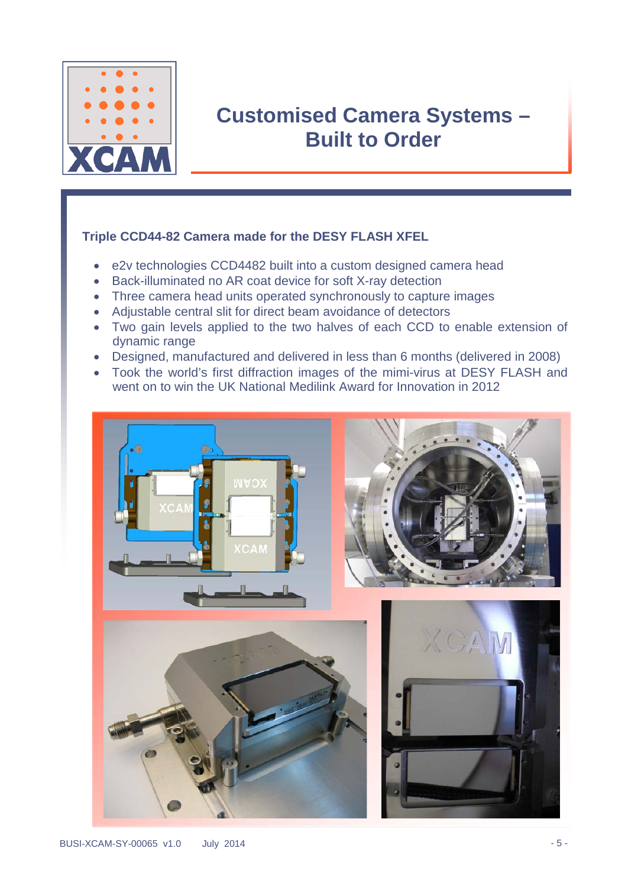# Customised Camera Systems – Built to Order

### Triple CCD44-82 Camera made for the DESY FLASH XFEL

- e2v technologies CCD4482 built into a custom designed camera head
- Back-illuminated no AR coat device for soft X-ray detection
- Three camera head units operated synchronously to capture images
- Adjustable central slit for direct beam avoidance of detectors
- Two gain levels applied to the two halves of each CCD to enable extension of dynamic range
- Designed, manufactured and delivered in less than 6 months (delivered in 2008)
- Took the world's first diffraction images of the mimi-virus at DESY FLASH and went on to win the UK National Medilink Award for Innovation in 2012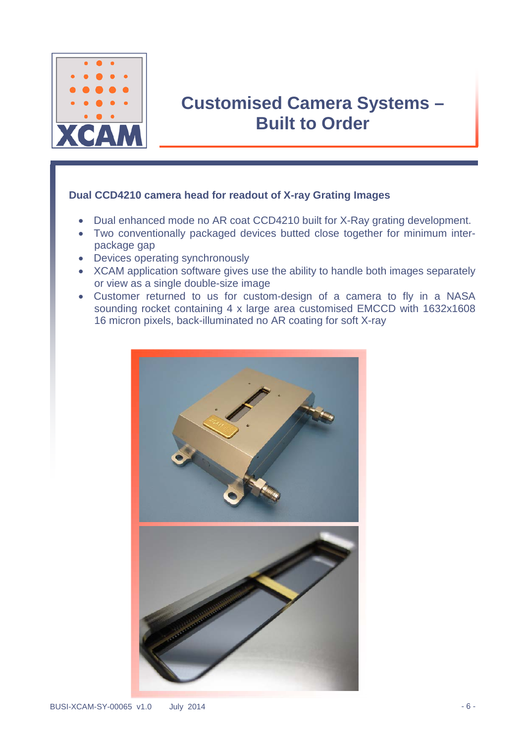# Customised Camera Systems – Built to Order

### Dual CCD4210 camera head for readout of X-ray Grating Images

- Dual enhanced mode no AR coat CCD4210 built for X-Ray grating development.
- Two conventionally packaged devices butted close together for minimum inter-package gap
- Devices operating synchronously
- XCAM application software gives use the ability to handle both images separately or view as a single double-size image
- Customer returned to us for custom-design of a camera to fly in a NASA sounding rocket containing 4 x large area customised EMCCD with 1632x1608 16 micron pixels, back-illuminated no AR coating for soft X-ray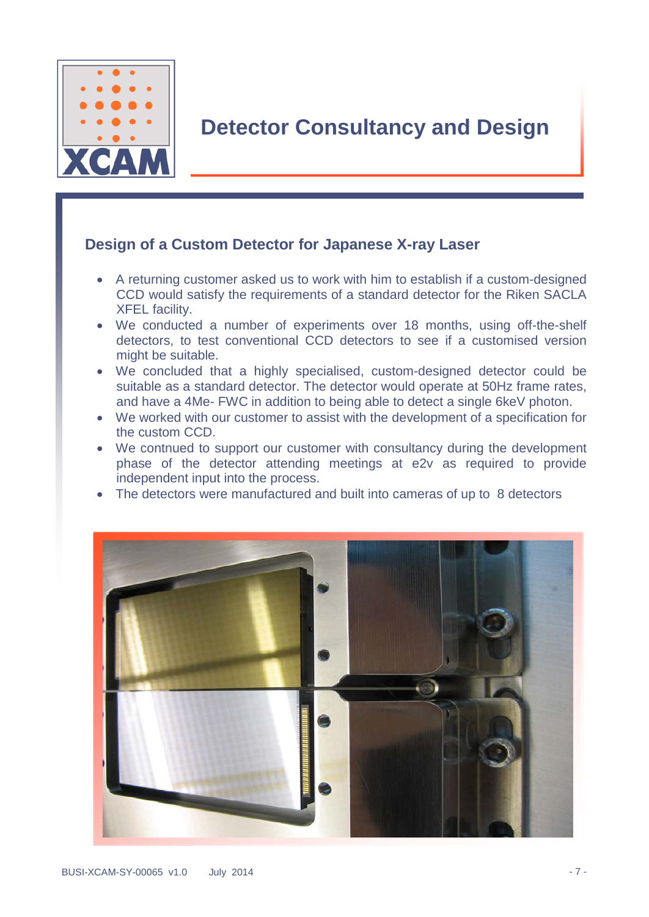# Detector Consultancy and Design

## Design of a Custom Detector for Japanese X-ray Laser

- A returning customer asked us to work with him to establish if a custom-designed CCD would satisfy the requirements of a standard detector for the Riken SACLA XFEL facility.
- We conducted a number of experiments over 18 months, using off-the-shelf detectors, to test conventional CCD detectors to see if a customised version might be suitable.
- We concluded that a highly specialised, custom-designed detector could be suitable as a standard detector. The detector would operate at 50Hz frame rates, and have a 4Me- FWC in addition to being able to detect a single 6keV photon.
- We worked with our customer to assist with the development of a specification for the custom CCD.
- We contnued to support our customer with consultancy during the development phase of the detector attending meetings at e2v as required to provide independent input into the process.
- The detectors were manufactured and built into cameras of up to 8 detectors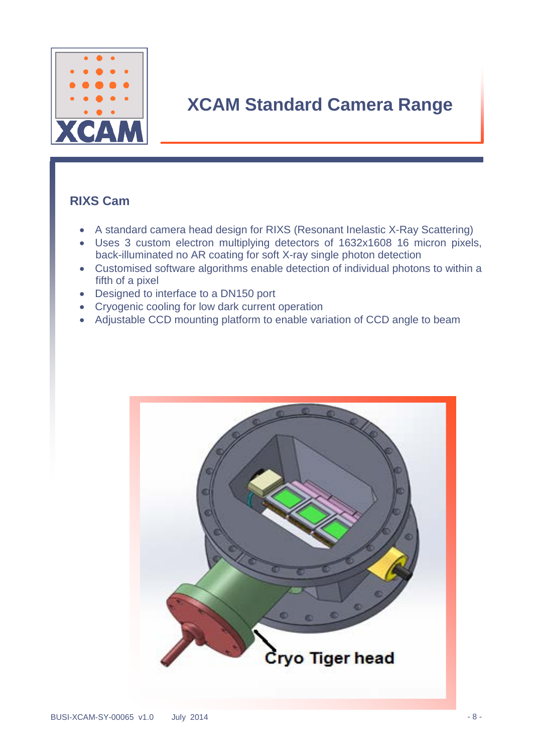# XCAM Standard Camera Range

## RIXS Cam

- A standard camera head design for RIXS (Resonant Inelastic X-Ray Scattering)
- Uses 3 custom electron multiplying detectors of 1632x1608 16 micron pixels, back-illuminated no AR coating for soft X-ray single photon detection
- Customised software algorithms enable detection of individual photons to within a fifth of a pixel
- Designed to interface to a DN150 port
- Cryogenic cooling for low dark current operation
- Adjustable CCD mounting platform to enable variation of CCD angle to beam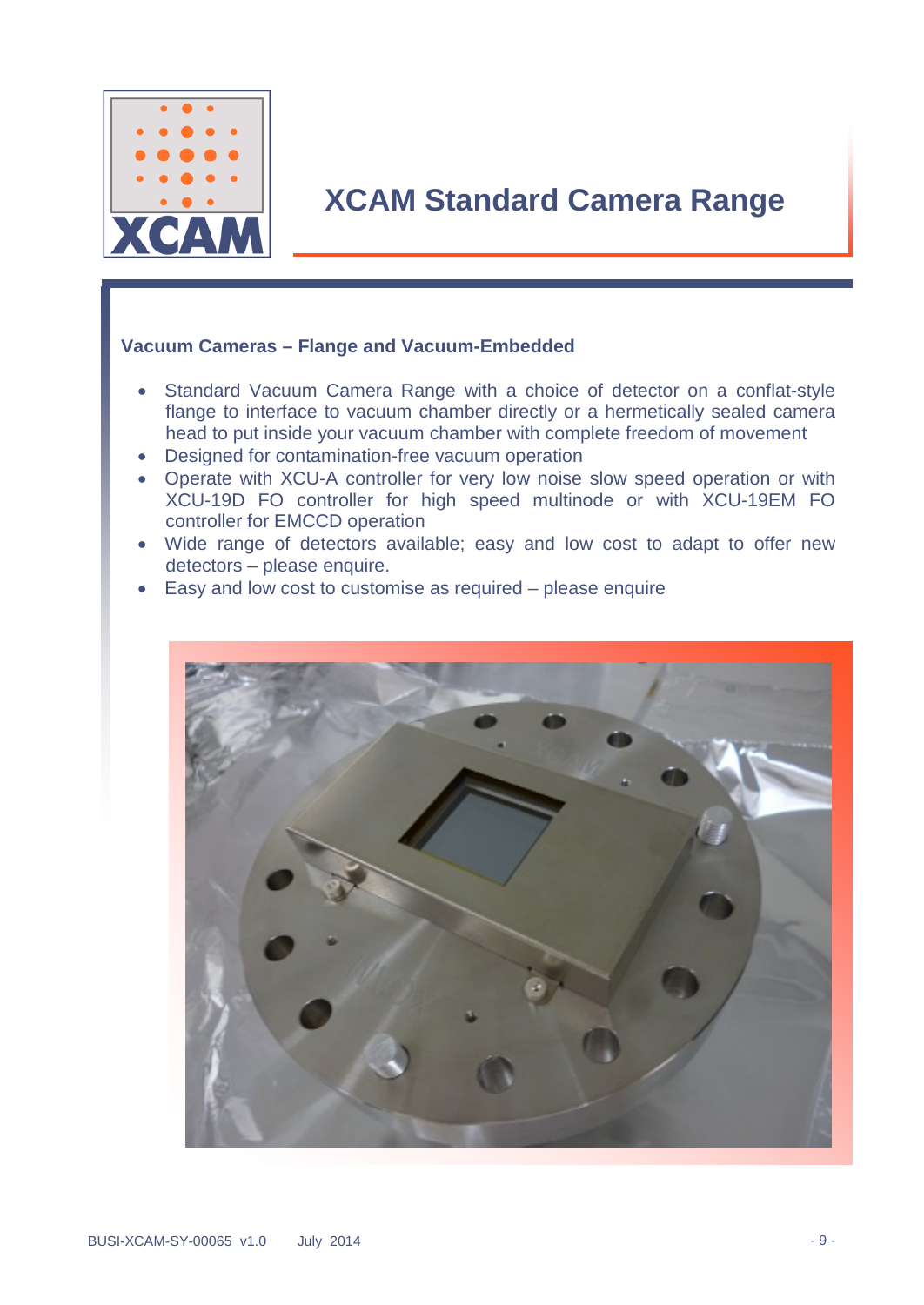# XCAM Standard Camera Range

### Vacuum Cameras – Flange and Vacuum-Embedded

- Standard Vacuum Camera Range with a choice of detector on a conflat-style flange to interface to vacuum chamber directly or a hermetically sealed camera head to put inside your vacuum chamber with complete freedom of movement
- Designed for contamination-free vacuum operation
- Operate with XCU-A controller for very low noise slow speed operation or with XCU-19D FO controller for high speed multinode or with XCU-19EM FO controller for EMCCD operation
- Wide range of detectors available; easy and low cost to adapt to offer new detectors – please enquire.
- Easy and low cost to customise as required – please enquire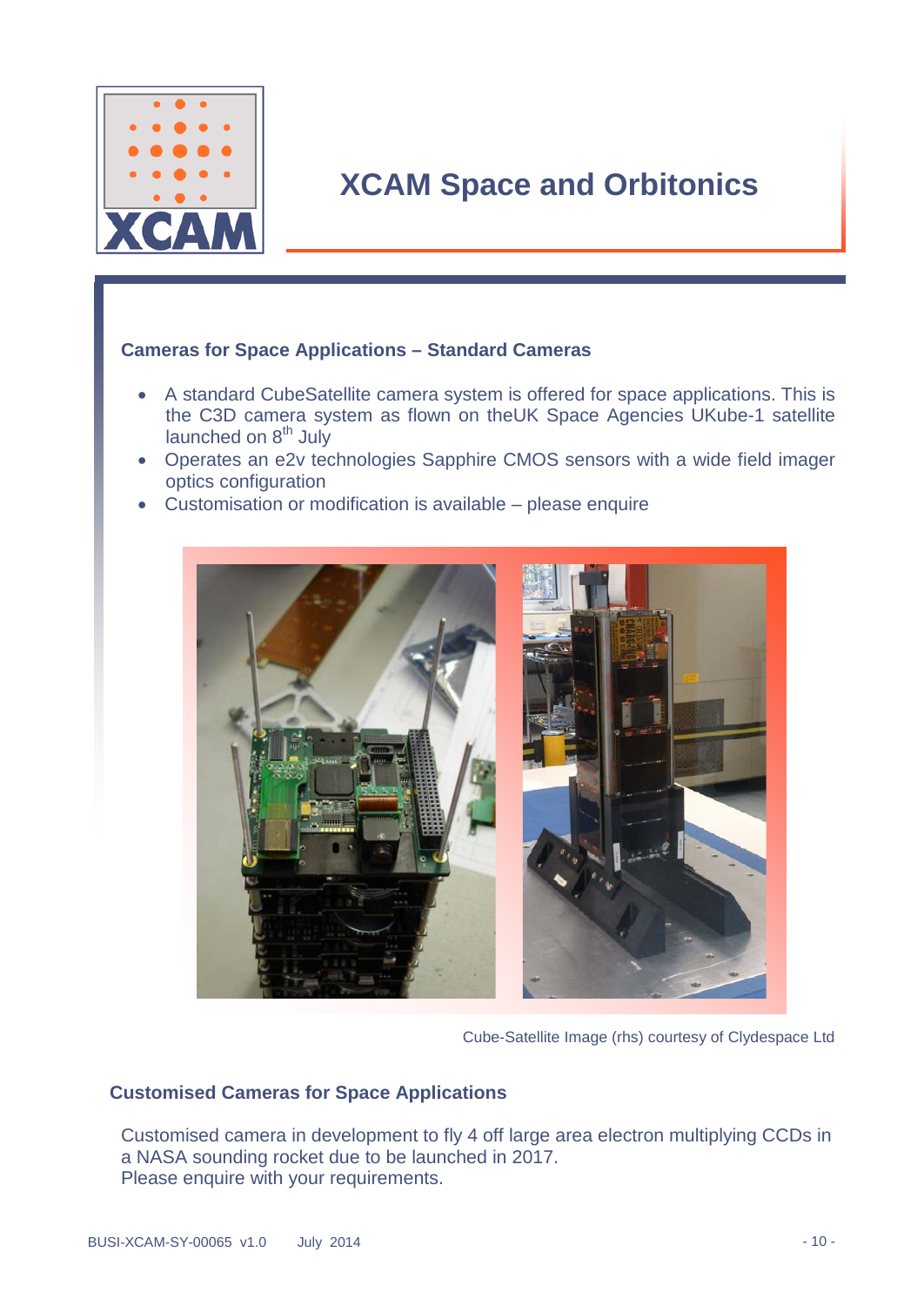# XCAM Space and Orbitonics

## Cameras for Space Applications – Standard Cameras

- A standard CubeSatellite camera system is offered for space applications. This is the C3D camera system as flown on theUK Space Agencies UKube-1 satellite launched on 8th July
- Operates an e2v technologies Sapphire CMOS sensors with a wide field imager optics configuration
- Customisation or modification is available – please enquire

Cube-Satellite Image (rhs) courtesy of Clydespace Ltd

## Customised Cameras for Space Applications

Customised camera in development to fly 4 off large area electron multiplying CCDs in a NASA sounding rocket due to be launched in 2017.
Please enquire with your requirements.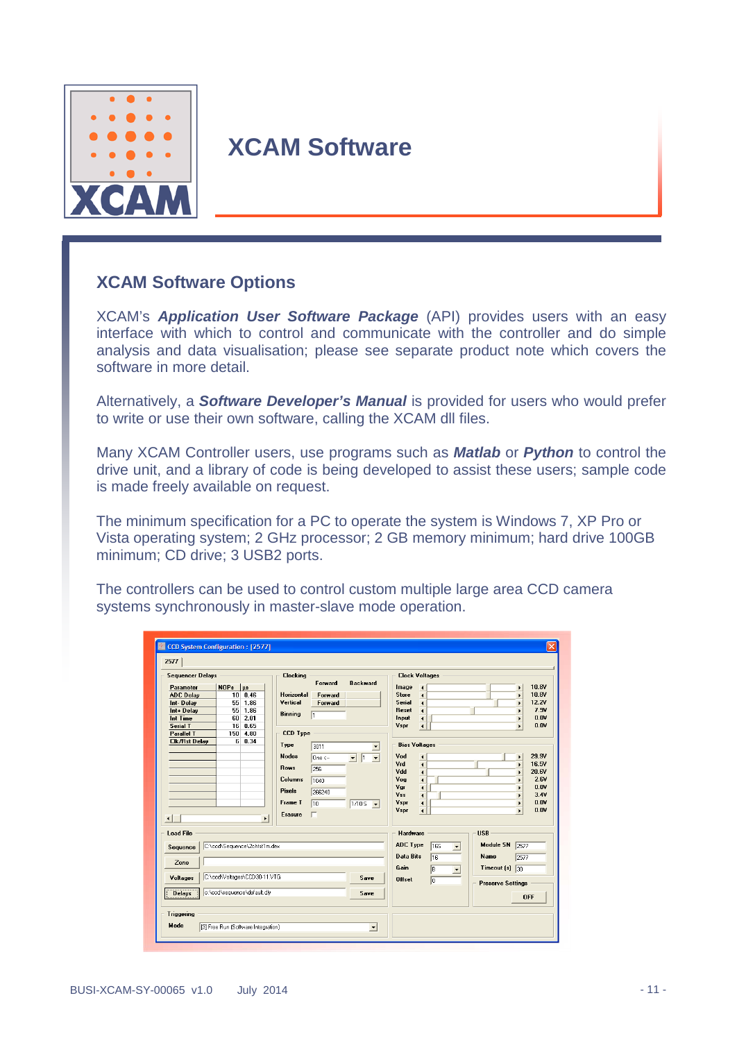# XCAM Software

## XCAM Software Options

XCAM's ***Application User Software Package*** (API) provides users with an easy interface with which to control and communicate with the controller and do simple analysis and data visualisation; please see separate product note which covers the software in more detail.

Alternatively, a ***Software Developer's Manual*** is provided for users who would prefer to write or use their own software, calling the XCAM dll files.

Many XCAM Controller users, use programs such as ***Matlab*** or ***Python*** to control the drive unit, and a library of code is being developed to assist these users; sample code is made freely available on request.

The minimum specification for a PC to operate the system is Windows 7, XP Pro or Vista operating system; 2 GHz processor; 2 GB memory minimum; hard drive 100GB minimum; CD drive; 3 USB2 ports.

The controllers can be used to control custom multiple large area CCD camera systems synchronously in master-slave mode operation.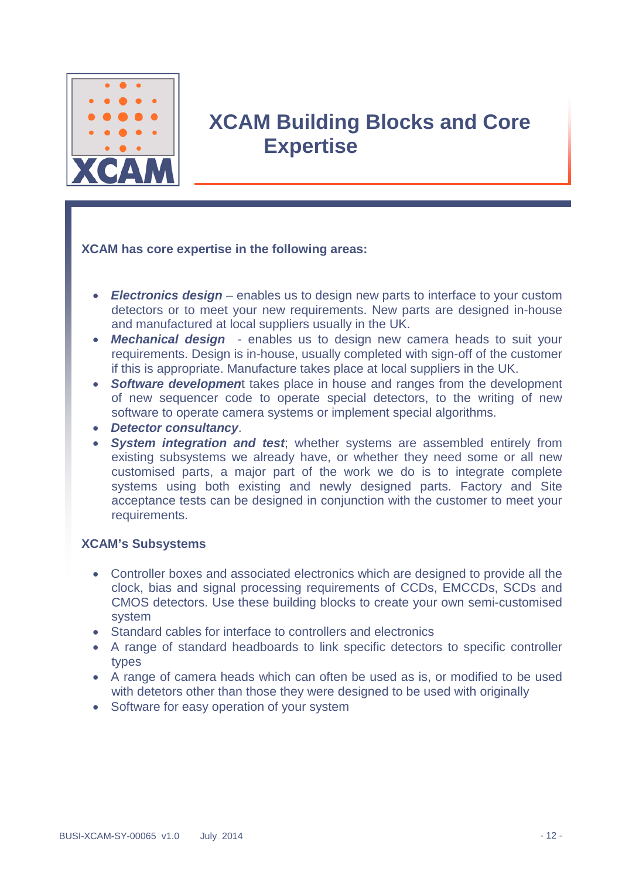# XCAM Building Blocks and Core Expertise

**XCAM has core expertise in the following areas:**

- ***Electronics design*** – enables us to design new parts to interface to your custom detectors or to meet your new requirements. New parts are designed in-house and manufactured at local suppliers usually in the UK.
- ***Mechanical design*** - enables us to design new camera heads to suit your requirements. Design is in-house, usually completed with sign-off of the customer if this is appropriate. Manufacture takes place at local suppliers in the UK.
- ***Software developmen***t takes place in house and ranges from the development of new sequencer code to operate special detectors, to the writing of new software to operate camera systems or implement special algorithms.
- ***Detector consultancy***.
- ***System integration and test***; whether systems are assembled entirely from existing subsystems we already have, or whether they need some or all new customised parts, a major part of the work we do is to integrate complete systems using both existing and newly designed parts. Factory and Site acceptance tests can be designed in conjunction with the customer to meet your requirements.

**XCAM's Subsystems**

- Controller boxes and associated electronics which are designed to provide all the clock, bias and signal processing requirements of CCDs, EMCCDs, SCDs and CMOS detectors. Use these building blocks to create your own semi-customised system
- Standard cables for interface to controllers and electronics
- A range of standard headboards to link specific detectors to specific controller types
- A range of camera heads which can often be used as is, or modified to be used with detetors other than those they were designed to be used with originally
- Software for easy operation of your system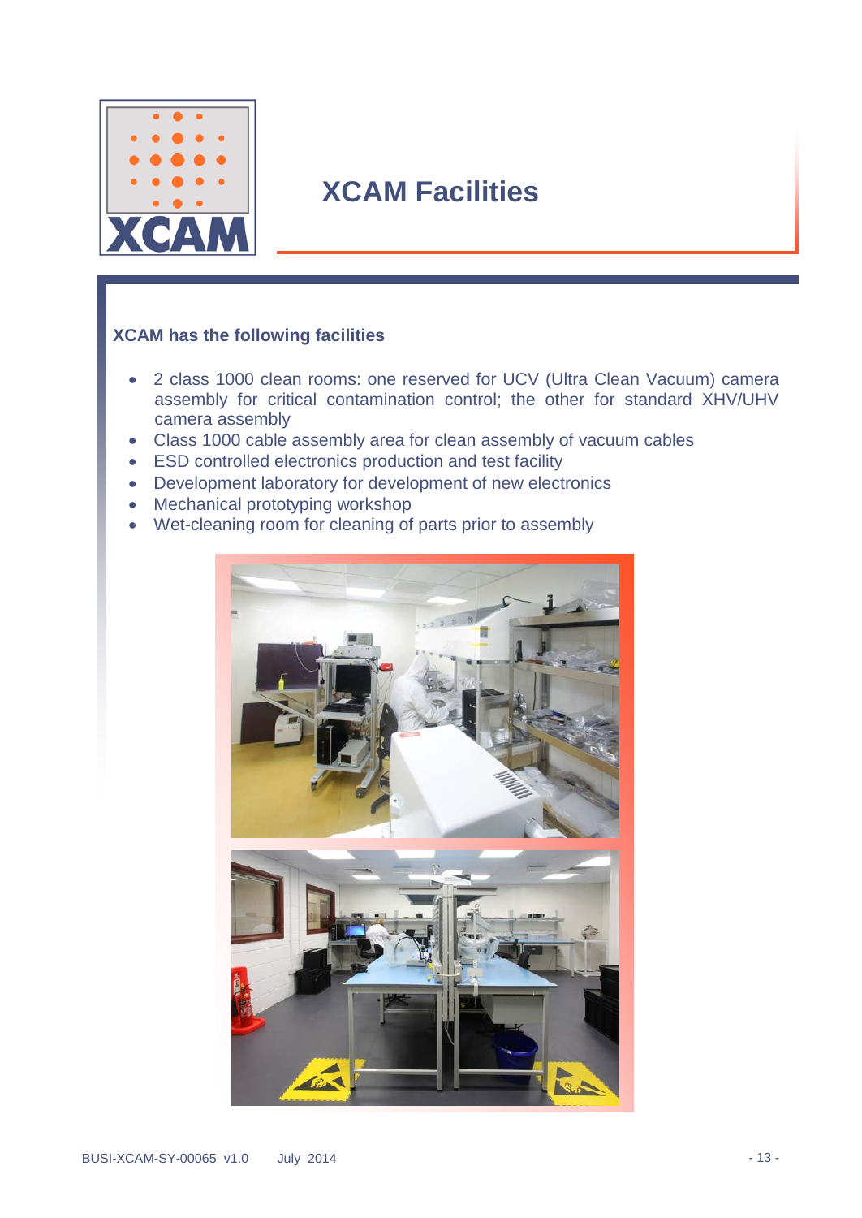# XCAM Facilities

**XCAM has the following facilities**

- 2 class 1000 clean rooms: one reserved for UCV (Ultra Clean Vacuum) camera assembly for critical contamination control; the other for standard XHV/UHV camera assembly
- Class 1000 cable assembly area for clean assembly of vacuum cables
- ESD controlled electronics production and test facility
- Development laboratory for development of new electronics
- Mechanical prototyping workshop
- Wet-cleaning room for cleaning of parts prior to assembly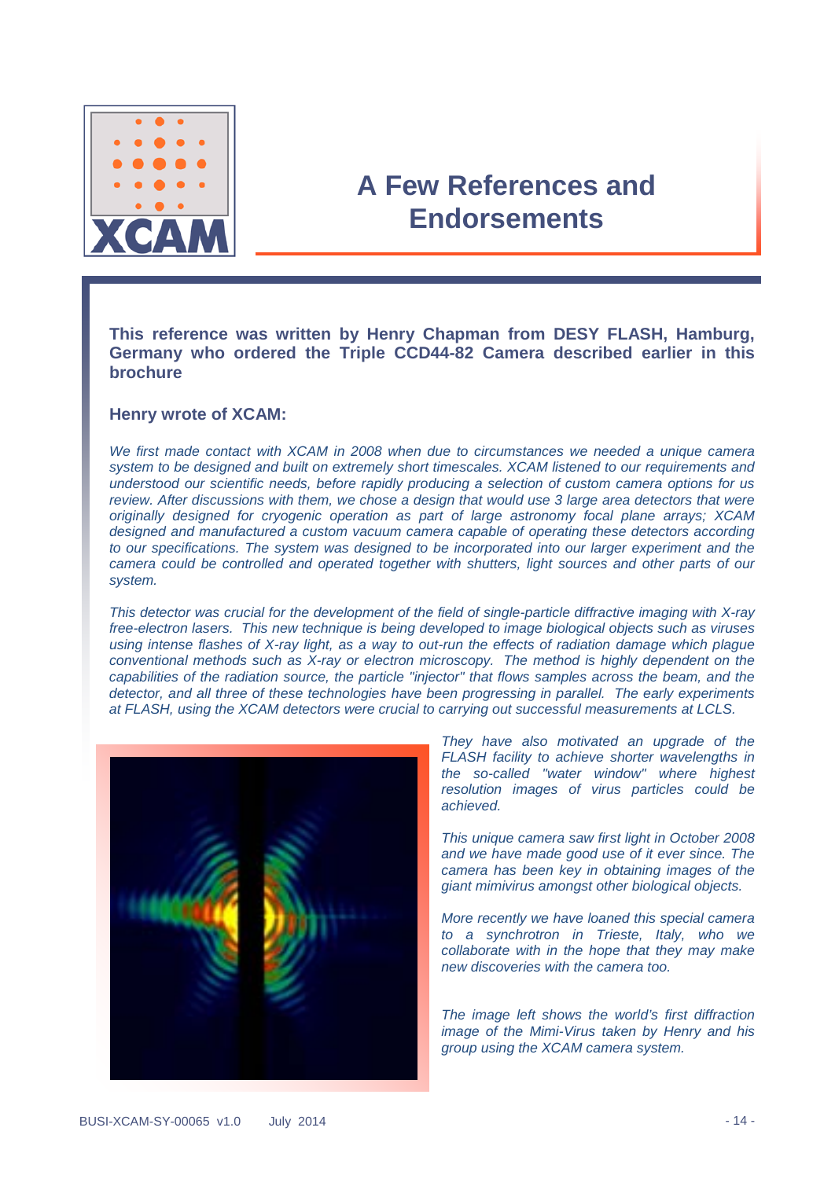# A Few References and Endorsements

**This reference was written by Henry Chapman from DESY FLASH, Hamburg, Germany who ordered the Triple CCD44-82 Camera described earlier in this brochure**

**Henry wrote of XCAM:**

*We first made contact with XCAM in 2008 when due to circumstances we needed a unique camera system to be designed and built on extremely short timescales. XCAM listened to our requirements and understood our scientific needs, before rapidly producing a selection of custom camera options for us review. After discussions with them, we chose a design that would use 3 large area detectors that were originally designed for cryogenic operation as part of large astronomy focal plane arrays; XCAM designed and manufactured a custom vacuum camera capable of operating these detectors according to our specifications. The system was designed to be incorporated into our larger experiment and the camera could be controlled and operated together with shutters, light sources and other parts of our system.*

*This detector was crucial for the development of the field of single-particle diffractive imaging with X-ray free-electron lasers. This new technique is being developed to image biological objects such as viruses using intense flashes of X-ray light, as a way to out-run the effects of radiation damage which plague conventional methods such as X-ray or electron microscopy. The method is highly dependent on the capabilities of the radiation source, the particle "injector" that flows samples across the beam, and the detector, and all three of these technologies have been progressing in parallel. The early experiments at FLASH, using the XCAM detectors were crucial to carrying out successful measurements at LCLS.*

*They have also motivated an upgrade of the FLASH facility to achieve shorter wavelengths in the so-called "water window" where highest resolution images of virus particles could be achieved.*

*This unique camera saw first light in October 2008 and we have made good use of it ever since. The camera has been key in obtaining images of the giant mimivirus amongst other biological objects.*

*More recently we have loaned this special camera to a synchrotron in Trieste, Italy, who we collaborate with in the hope that they may make new discoveries with the camera too.*

*The image left shows the world's first diffraction image of the Mimi-Virus taken by Henry and his group using the XCAM camera system.*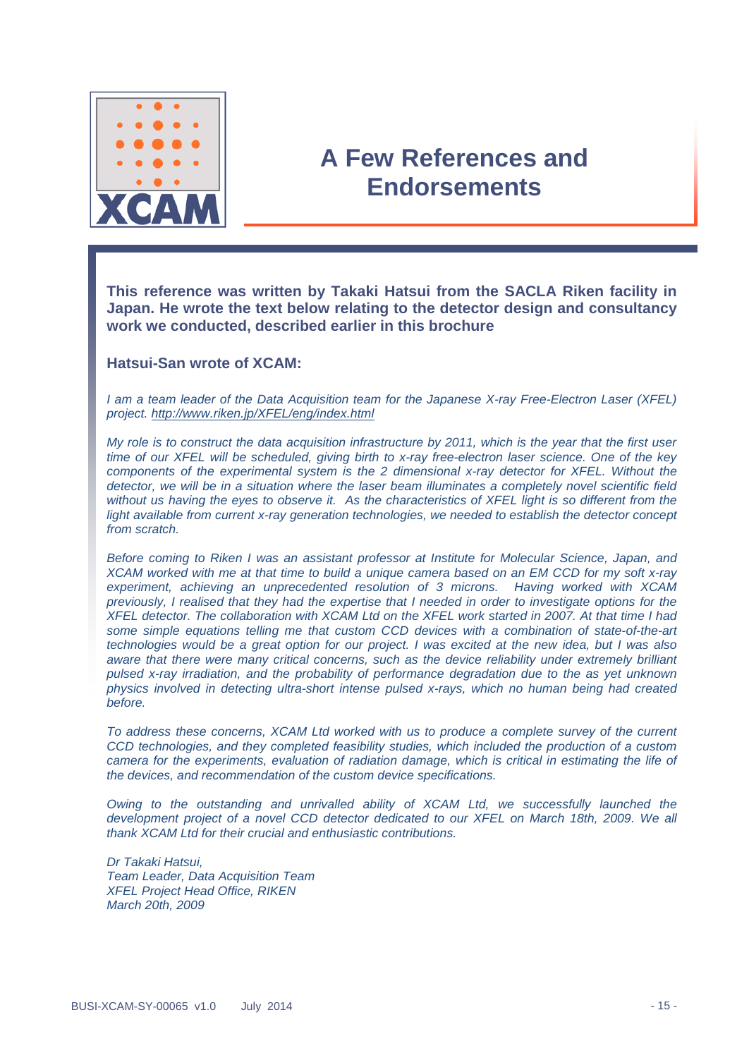# A Few References and Endorsements

**This reference was written by Takaki Hatsui from the SACLA Riken facility in Japan. He wrote the text below relating to the detector design and consultancy work we conducted, described earlier in this brochure**

### Hatsui-San wrote of XCAM:

*I am a team leader of the Data Acquisition team for the Japanese X-ray Free-Electron Laser (XFEL) project. http://www.riken.jp/XFEL/eng/index.html*

*My role is to construct the data acquisition infrastructure by 2011, which is the year that the first user time of our XFEL will be scheduled, giving birth to x-ray free-electron laser science. One of the key components of the experimental system is the 2 dimensional x-ray detector for XFEL. Without the detector, we will be in a situation where the laser beam illuminates a completely novel scientific field without us having the eyes to observe it. As the characteristics of XFEL light is so different from the light available from current x-ray generation technologies, we needed to establish the detector concept from scratch.*

*Before coming to Riken I was an assistant professor at Institute for Molecular Science, Japan, and XCAM worked with me at that time to build a unique camera based on an EM CCD for my soft x-ray experiment, achieving an unprecedented resolution of 3 microns. Having worked with XCAM previously, I realised that they had the expertise that I needed in order to investigate options for the XFEL detector. The collaboration with XCAM Ltd on the XFEL work started in 2007. At that time I had some simple equations telling me that custom CCD devices with a combination of state-of-the-art technologies would be a great option for our project. I was excited at the new idea, but I was also aware that there were many critical concerns, such as the device reliability under extremely brilliant pulsed x-ray irradiation, and the probability of performance degradation due to the as yet unknown physics involved in detecting ultra-short intense pulsed x-rays, which no human being had created before.*

*To address these concerns, XCAM Ltd worked with us to produce a complete survey of the current CCD technologies, and they completed feasibility studies, which included the production of a custom camera for the experiments, evaluation of radiation damage, which is critical in estimating the life of the devices, and recommendation of the custom device specifications.*

*Owing to the outstanding and unrivalled ability of XCAM Ltd, we successfully launched the development project of a novel CCD detector dedicated to our XFEL on March 18th, 2009. We all thank XCAM Ltd for their crucial and enthusiastic contributions.*

*Dr Takaki Hatsui,*
*Team Leader, Data Acquisition Team*
*XFEL Project Head Office, RIKEN*
*March 20th, 2009*